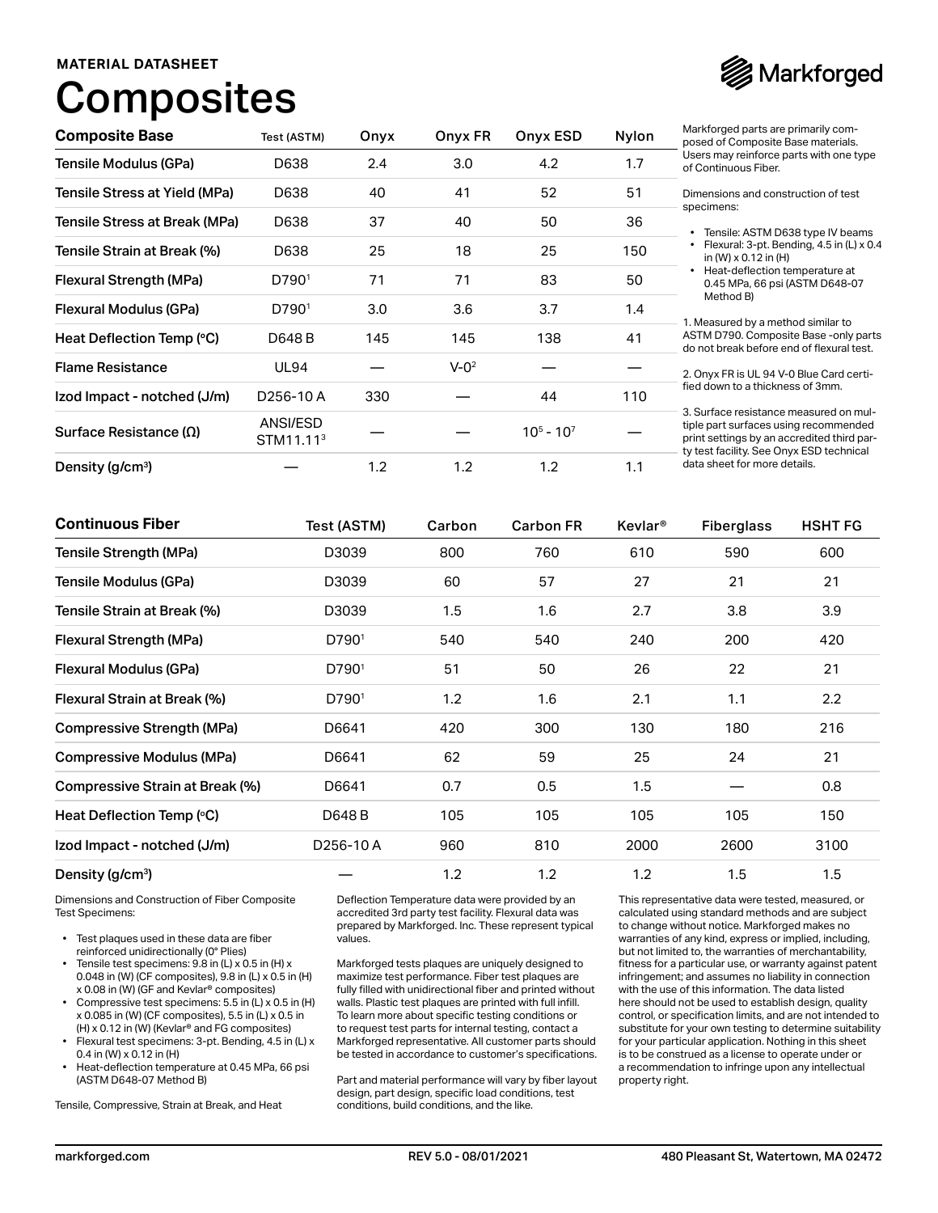MATERIAL DATASHEET

# Composites

| Composite Base | Test (ASTM) | Onyx | Onyx FR | Onyx ESD | Nylon |
|---|---|---|---|---|---|
| Tensile Modulus (GPa) | D638 | 2.4 | 3.0 | 4.2 | 1.7 |
| Tensile Stress at Yield (MPa) | D638 | 40 | 41 | 52 | 51 |
| Tensile Stress at Break (MPa) | D638 | 37 | 40 | 50 | 36 |
| Tensile Strain at Break (%) | D638 | 25 | 18 | 25 | 150 |
| Flexural Strength (MPa) | D790[1] | 71 | 71 | 83 | 50 |
| Flexural Modulus (GPa) | D790[1] | 3.0 | 3.6 | 3.7 | 1.4 |
| Heat Deflection Temp (°C) | D648 B | 145 | 145 | 138 | 41 |
| Flame Resistance | UL94 | — | V-0[2] | — | — |
| Izod Impact - notched (J/m) | D256-10 A | 330 | — | 44 | 110 |
| Surface Resistance (Ω) | ANSI/ESD STM11.11[3] | — | — | $10^5$ - $10^7$ | — |
| Density (g/cm³) | — | 1.2 | 1.2 | 1.2 | 1.1 |

Markforged parts are primarily composed of Composite Base materials. Users may reinforce parts with one type of Continuous Fiber.

Dimensions and construction of test specimens:

- Tensile: ASTM D638 type IV beams
- Flexural: 3-pt. Bending, 4.5 in (L) x 0.4 in (W) x 0.12 in (H)
- Heat-deflection temperature at 0.45 MPa, 66 psi (ASTM D648-07 Method B)

1. Measured by a method similar to ASTM D790. Composite Base -only parts do not break before end of flexural test.

2. Onyx FR is UL 94 V-0 Blue Card certified down to a thickness of 3mm.

3. Surface resistance measured on multiple part surfaces using recommended print settings by an accredited third party test facility. See Onyx ESD technical data sheet for more details.

| Continuous Fiber | Test (ASTM) | Carbon | Carbon FR | Kevlar® | Fiberglass | HSHT FG |
|---|---|---|---|---|---|---|
| Tensile Strength (MPa) | D3039 | 800 | 760 | 610 | 590 | 600 |
| Tensile Modulus (GPa) | D3039 | 60 | 57 | 27 | 21 | 21 |
| Tensile Strain at Break (%) | D3039 | 1.5 | 1.6 | 2.7 | 3.8 | 3.9 |
| Flexural Strength (MPa) | D790[1] | 540 | 540 | 240 | 200 | 420 |
| Flexural Modulus (GPa) | D790[1] | 51 | 50 | 26 | 22 | 21 |
| Flexural Strain at Break (%) | D790[1] | 1.2 | 1.6 | 2.1 | 1.1 | 2.2 |
| Compressive Strength (MPa) | D6641 | 420 | 300 | 130 | 180 | 216 |
| Compressive Modulus (MPa) | D6641 | 62 | 59 | 25 | 24 | 21 |
| Compressive Strain at Break (%) | D6641 | 0.7 | 0.5 | 1.5 | — | 0.8 |
| Heat Deflection Temp (°C) | D648 B | 105 | 105 | 105 | 105 | 150 |
| Izod Impact - notched (J/m) | D256-10 A | 960 | 810 | 2000 | 2600 | 3100 |
| Density (g/cm³) | — | 1.2 | 1.2 | 1.2 | 1.5 | 1.5 |

Dimensions and Construction of Fiber Composite Test Specimens:

- Test plaques used in these data are fiber reinforced unidirectionally (0° Plies)
- Tensile test specimens: 9.8 in (L) x 0.5 in (H) x 0.048 in (W) (CF composites), 9.8 in (L) x 0.5 in (H) x 0.12 in (W) (GF and Kevlar® composites)
- Compressive test specimens: 5.5 in (L) x 0.5 in (H) x 0.085 in (W) (CF composites), 5.5 in (L) x 0.5 in (H) x 0.12 in (W) (Kevlar® and FG composites)
- Flexural test specimens: 3-pt. Bending, 4.5 in (L) x 0.4 in (W) x 0.12 in (H)
- Heat-deflection temperature at 0.45 MPa, 66 psi (ASTM D648-07 Method B)

Tensile, Compressive, Strain at Break, and Heat Deflection Temperature data were provided by an accredited 3rd party test facility. Flexural data was prepared by Markforged. Inc. These represent typical values.

Markforged tests plaques are uniquely designed to maximize test performance. Fiber test plaques are fully filled with unidirectional fiber and printed without walls. Plastic test plaques are printed with full infill. To learn more about specific testing conditions or to request test parts for internal testing, contact a Markforged representative. All customer parts should be tested in accordance to customer's specifications.

Part and material performance will vary by fiber layout design, part design, specific load conditions, test conditions, build conditions, and the like.

This representative data were tested, measured, or calculated using standard methods and are subject to change without notice. Markforged makes no warranties of any kind, express or implied, including, but not limited to, the warranties of merchantability, fitness for a particular use, or warranty against patent infringement; and assumes no liability in connection with the use of this information. The data listed here should not be used to establish design, quality control, or specification limits, and are not intended to substitute for your own testing to determine suitability for your particular application. Nothing in this sheet is to be construed as a license to operate under or a recommendation to infringe upon any intellectual property right.

markforged.com | REV 5.0 - 08/01/2021 | 480 Pleasant St, Watertown, MA 02472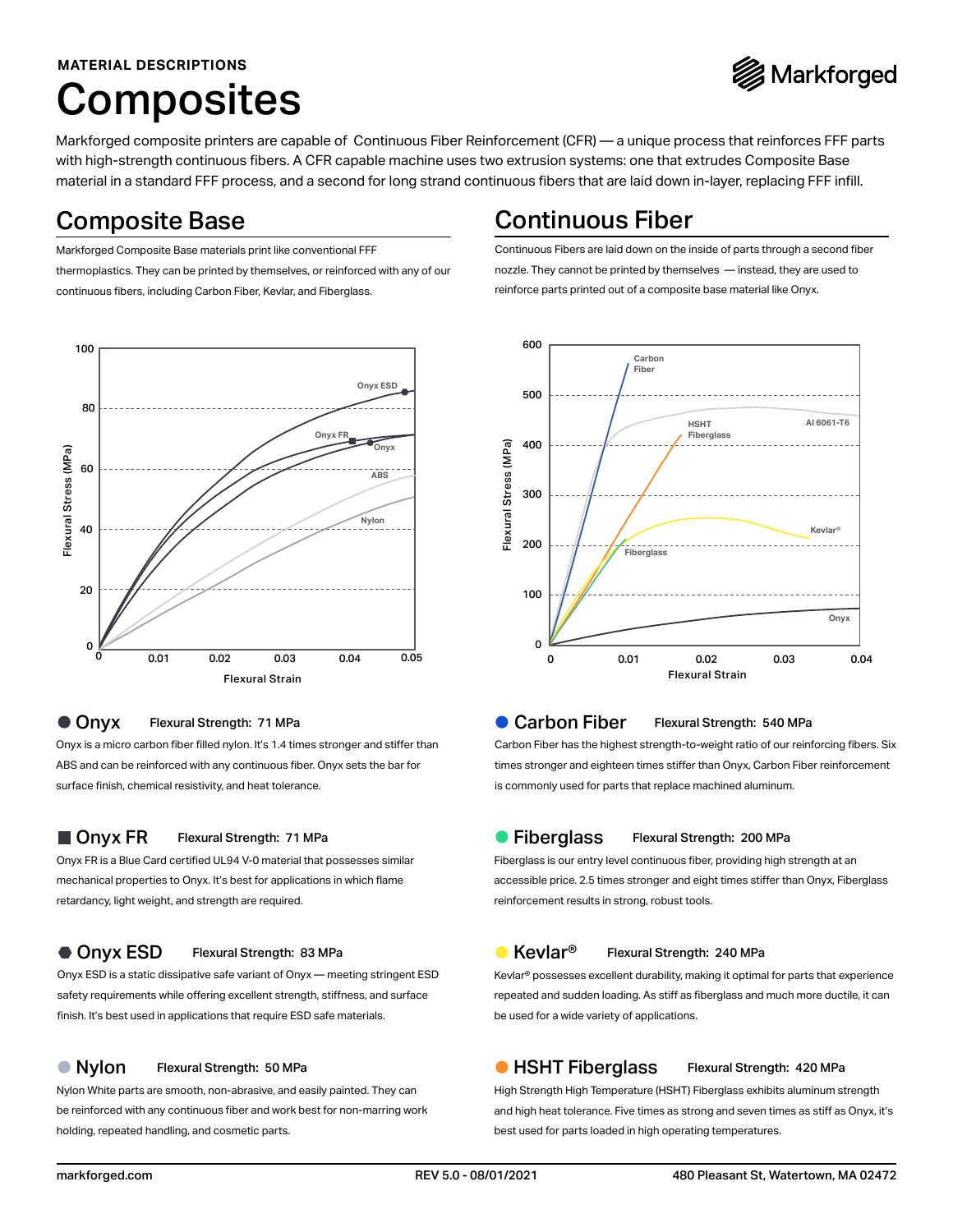MATERIAL DESCRIPTIONS

# Composites

Markforged

Markforged composite printers are capable of Continuous Fiber Reinforcement (CFR) — a unique process that reinforces FFF parts with high-strength continuous fibers. A CFR capable machine uses two extrusion systems: one that extrudes Composite Base material in a standard FFF process, and a second for long strand continuous fibers that are laid down in-layer, replacing FFF infill.

## Composite Base

Markforged Composite Base materials print like conventional FFF thermoplastics. They can be printed by themselves, or reinforced with any of our continuous fibers, including Carbon Fiber, Kevlar, and Fiberglass.

Flexural Stress (MPa)
100
80
60
40
20
0
0
0.01
0.02
0.03
0.04
0.05
Flexural Strain
Onyx ESD
Onyx FR
Onyx
ABS
Nylon

### ● Onyx — Flexural Strength: 71 MPa

Onyx is a micro carbon fiber filled nylon. It's 1.4 times stronger and stiffer than ABS and can be reinforced with any continuous fiber. Onyx sets the bar for surface finish, chemical resistivity, and heat tolerance.

### ■ Onyx FR — Flexural Strength: 71 MPa

Onyx FR is a Blue Card certified UL94 V-0 material that possesses similar mechanical properties to Onyx. It's best for applications in which flame retardancy, light weight, and strength are required.

### ⬢ Onyx ESD — Flexural Strength: 83 MPa

Onyx ESD is a static dissipative safe variant of Onyx — meeting stringent ESD safety requirements while offering excellent strength, stiffness, and surface finish. It's best used in applications that require ESD safe materials.

### ● Nylon — Flexural Strength: 50 MPa

Nylon White parts are smooth, non-abrasive, and easily painted. They can be reinforced with any continuous fiber and work best for non-marring work holding, repeated handling, and cosmetic parts.

## Continuous Fiber

Continuous Fibers are laid down on the inside of parts through a second fiber nozzle. They cannot be printed by themselves — instead, they are used to reinforce parts printed out of a composite base material like Onyx.

Flexural Stress (MPa)
600
500
400
300
200
100
0
0
0.01
0.02
0.03
0.04
Flexural Strain
Carbon Fiber
HSHT Fiberglass
Al 6061-T6
Kevlar®
Fiberglass
Onyx

### ● Carbon Fiber — Flexural Strength: 540 MPa

Carbon Fiber has the highest strength-to-weight ratio of our reinforcing fibers. Six times stronger and eighteen times stiffer than Onyx, Carbon Fiber reinforcement is commonly used for parts that replace machined aluminum.

### ● Fiberglass — Flexural Strength: 200 MPa

Fiberglass is our entry level continuous fiber, providing high strength at an accessible price. 2.5 times stronger and eight times stiffer than Onyx, Fiberglass reinforcement results in strong, robust tools.

### ● Kevlar® — Flexural Strength: 240 MPa

Kevlar® possesses excellent durability, making it optimal for parts that experience repeated and sudden loading. As stiff as fiberglass and much more ductile, it can be used for a wide variety of applications.

### ● HSHT Fiberglass — Flexural Strength: 420 MPa

High Strength High Temperature (HSHT) Fiberglass exhibits aluminum strength and high heat tolerance. Five times as strong and seven times as stiff as Onyx, it's best used for parts loaded in high operating temperatures.

markforged.com — REV 5.0 - 08/01/2021 — 480 Pleasant St, Watertown, MA 02472